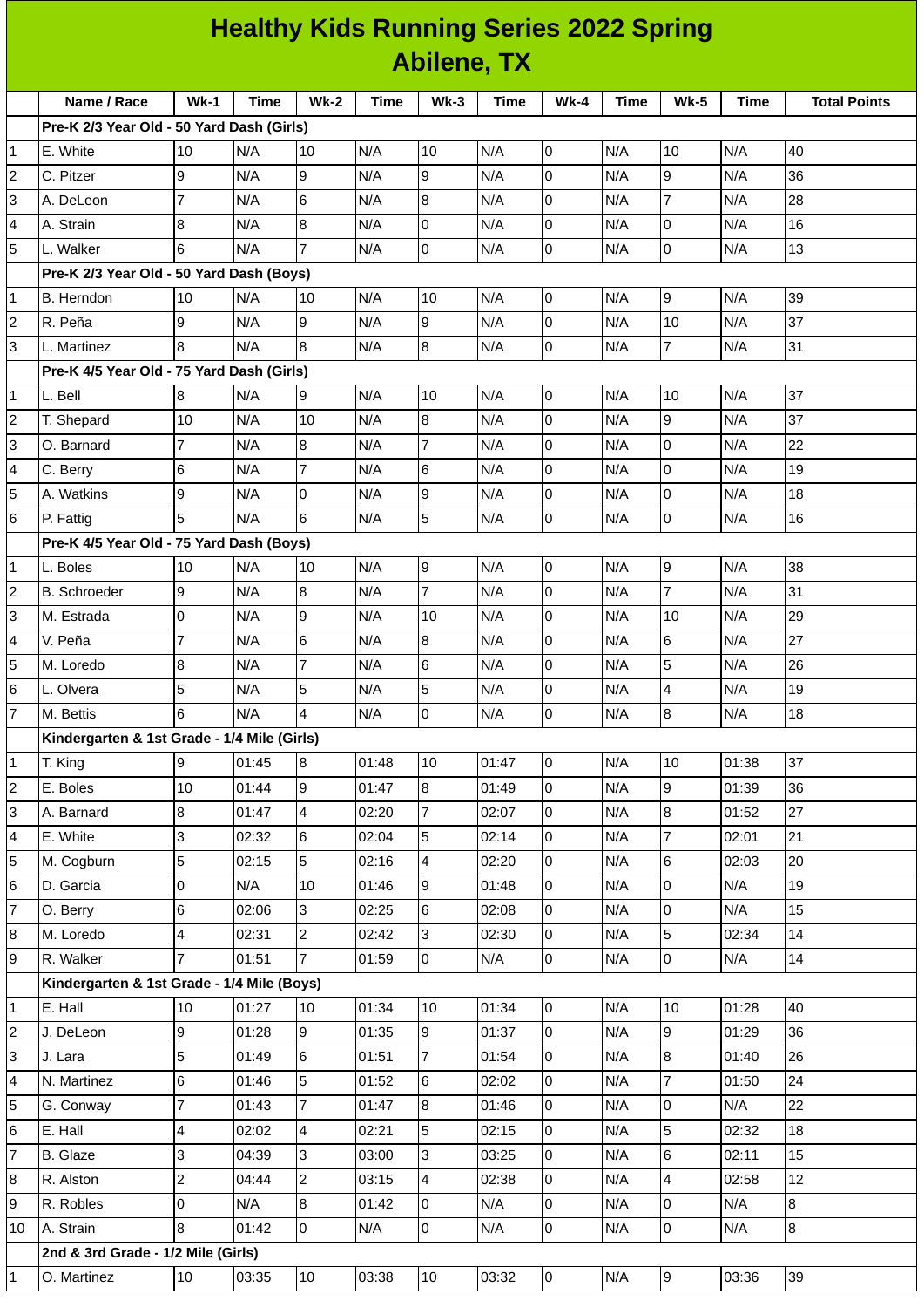# Healthy Kids Running Series 2022 Spring
## Abilene, TX

| | Name / Race | Wk-1 | Time | Wk-2 | Time | Wk-3 | Time | Wk-4 | Time | Wk-5 | Time | Total Points |
|---|---|---|---|---|---|---|---|---|---|---|---|---|
| | **Pre-K 2/3 Year Old - 50 Yard Dash (Girls)** | | | | | | | | | | | |
| 1 | E. White | 10 | N/A | 10 | N/A | 10 | N/A | 0 | N/A | 10 | N/A | 40 |
| 2 | C. Pitzer | 9 | N/A | 9 | N/A | 9 | N/A | 0 | N/A | 9 | N/A | 36 |
| 3 | A. DeLeon | 7 | N/A | 6 | N/A | 8 | N/A | 0 | N/A | 7 | N/A | 28 |
| 4 | A. Strain | 8 | N/A | 8 | N/A | 0 | N/A | 0 | N/A | 0 | N/A | 16 |
| 5 | L. Walker | 6 | N/A | 7 | N/A | 0 | N/A | 0 | N/A | 0 | N/A | 13 |
| | **Pre-K 2/3 Year Old - 50 Yard Dash (Boys)** | | | | | | | | | | | |
| 1 | B. Herndon | 10 | N/A | 10 | N/A | 10 | N/A | 0 | N/A | 9 | N/A | 39 |
| 2 | R. Peña | 9 | N/A | 9 | N/A | 9 | N/A | 0 | N/A | 10 | N/A | 37 |
| 3 | L. Martinez | 8 | N/A | 8 | N/A | 8 | N/A | 0 | N/A | 7 | N/A | 31 |
| | **Pre-K 4/5 Year Old - 75 Yard Dash (Girls)** | | | | | | | | | | | |
| 1 | L. Bell | 8 | N/A | 9 | N/A | 10 | N/A | 0 | N/A | 10 | N/A | 37 |
| 2 | T. Shepard | 10 | N/A | 10 | N/A | 8 | N/A | 0 | N/A | 9 | N/A | 37 |
| 3 | O. Barnard | 7 | N/A | 8 | N/A | 7 | N/A | 0 | N/A | 0 | N/A | 22 |
| 4 | C. Berry | 6 | N/A | 7 | N/A | 6 | N/A | 0 | N/A | 0 | N/A | 19 |
| 5 | A. Watkins | 9 | N/A | 0 | N/A | 9 | N/A | 0 | N/A | 0 | N/A | 18 |
| 6 | P. Fattig | 5 | N/A | 6 | N/A | 5 | N/A | 0 | N/A | 0 | N/A | 16 |
| | **Pre-K 4/5 Year Old - 75 Yard Dash (Boys)** | | | | | | | | | | | |
| 1 | L. Boles | 10 | N/A | 10 | N/A | 9 | N/A | 0 | N/A | 9 | N/A | 38 |
| 2 | B. Schroeder | 9 | N/A | 8 | N/A | 7 | N/A | 0 | N/A | 7 | N/A | 31 |
| 3 | M. Estrada | 0 | N/A | 9 | N/A | 10 | N/A | 0 | N/A | 10 | N/A | 29 |
| 4 | V. Peña | 7 | N/A | 6 | N/A | 8 | N/A | 0 | N/A | 6 | N/A | 27 |
| 5 | M. Loredo | 8 | N/A | 7 | N/A | 6 | N/A | 0 | N/A | 5 | N/A | 26 |
| 6 | L. Olvera | 5 | N/A | 5 | N/A | 5 | N/A | 0 | N/A | 4 | N/A | 19 |
| 7 | M. Bettis | 6 | N/A | 4 | N/A | 0 | N/A | 0 | N/A | 8 | N/A | 18 |
| | **Kindergarten & 1st Grade - 1/4 Mile (Girls)** | | | | | | | | | | | |
| 1 | T. King | 9 | 01:45 | 8 | 01:48 | 10 | 01:47 | 0 | N/A | 10 | 01:38 | 37 |
| 2 | E. Boles | 10 | 01:44 | 9 | 01:47 | 8 | 01:49 | 0 | N/A | 9 | 01:39 | 36 |
| 3 | A. Barnard | 8 | 01:47 | 4 | 02:20 | 7 | 02:07 | 0 | N/A | 8 | 01:52 | 27 |
| 4 | E. White | 3 | 02:32 | 6 | 02:04 | 5 | 02:14 | 0 | N/A | 7 | 02:01 | 21 |
| 5 | M. Cogburn | 5 | 02:15 | 5 | 02:16 | 4 | 02:20 | 0 | N/A | 6 | 02:03 | 20 |
| 6 | D. Garcia | 0 | N/A | 10 | 01:46 | 9 | 01:48 | 0 | N/A | 0 | N/A | 19 |
| 7 | O. Berry | 6 | 02:06 | 3 | 02:25 | 6 | 02:08 | 0 | N/A | 0 | N/A | 15 |
| 8 | M. Loredo | 4 | 02:31 | 2 | 02:42 | 3 | 02:30 | 0 | N/A | 5 | 02:34 | 14 |
| 9 | R. Walker | 7 | 01:51 | 7 | 01:59 | 0 | N/A | 0 | N/A | 0 | N/A | 14 |
| | **Kindergarten & 1st Grade - 1/4 Mile (Boys)** | | | | | | | | | | | |
| 1 | E. Hall | 10 | 01:27 | 10 | 01:34 | 10 | 01:34 | 0 | N/A | 10 | 01:28 | 40 |
| 2 | J. DeLeon | 9 | 01:28 | 9 | 01:35 | 9 | 01:37 | 0 | N/A | 9 | 01:29 | 36 |
| 3 | J. Lara | 5 | 01:49 | 6 | 01:51 | 7 | 01:54 | 0 | N/A | 8 | 01:40 | 26 |
| 4 | N. Martinez | 6 | 01:46 | 5 | 01:52 | 6 | 02:02 | 0 | N/A | 7 | 01:50 | 24 |
| 5 | G. Conway | 7 | 01:43 | 7 | 01:47 | 8 | 01:46 | 0 | N/A | 0 | N/A | 22 |
| 6 | E. Hall | 4 | 02:02 | 4 | 02:21 | 5 | 02:15 | 0 | N/A | 5 | 02:32 | 18 |
| 7 | B. Glaze | 3 | 04:39 | 3 | 03:00 | 3 | 03:25 | 0 | N/A | 6 | 02:11 | 15 |
| 8 | R. Alston | 2 | 04:44 | 2 | 03:15 | 4 | 02:38 | 0 | N/A | 4 | 02:58 | 12 |
| 9 | R. Robles | 0 | N/A | 8 | 01:42 | 0 | N/A | 0 | N/A | 0 | N/A | 8 |
| 10 | A. Strain | 8 | 01:42 | 0 | N/A | 0 | N/A | 0 | N/A | 0 | N/A | 8 |
| | **2nd & 3rd Grade - 1/2 Mile (Girls)** | | | | | | | | | | | |
| 1 | O. Martinez | 10 | 03:35 | 10 | 03:38 | 10 | 03:32 | 0 | N/A | 9 | 03:36 | 39 |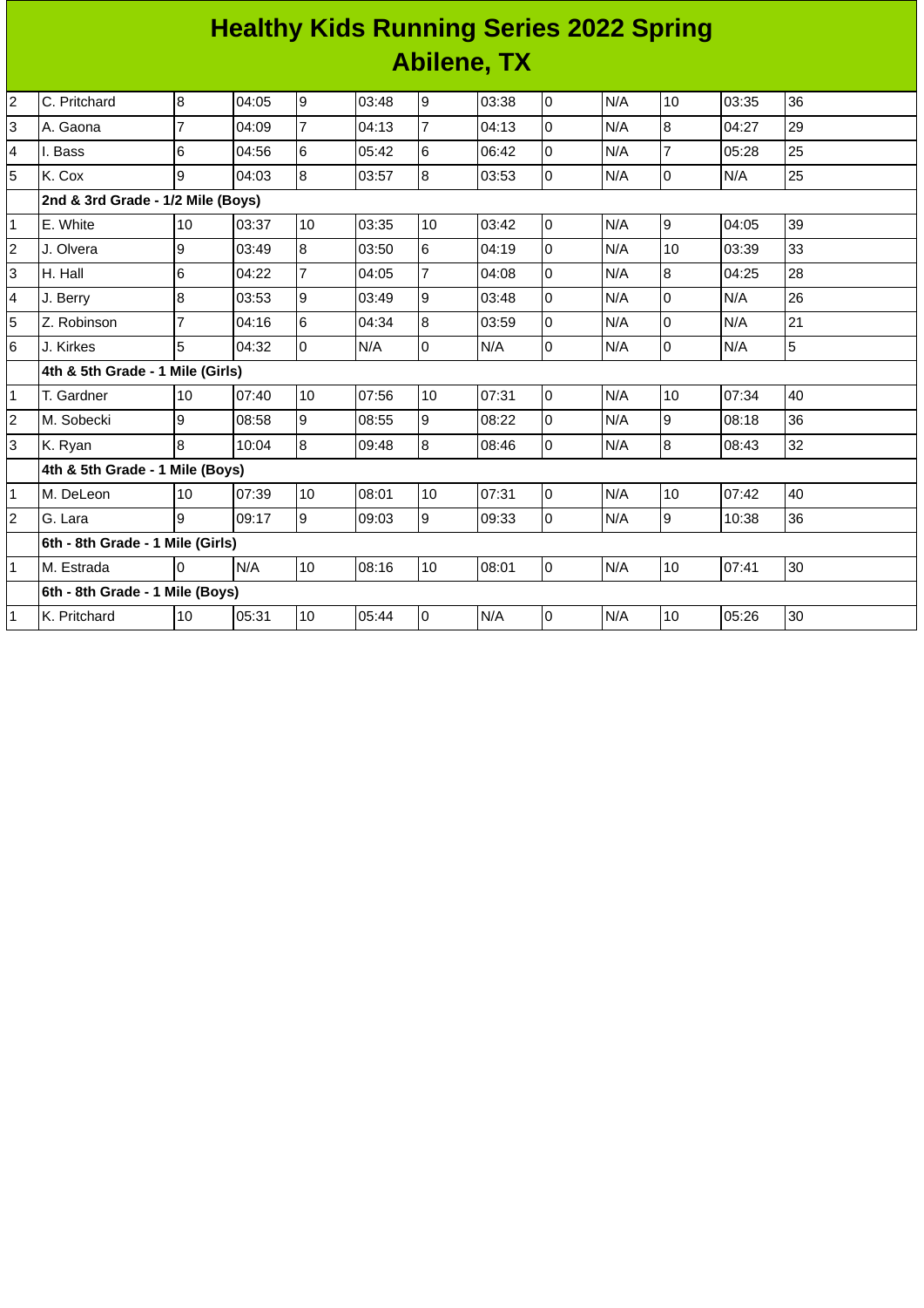# Healthy Kids Running Series 2022 Spring
## Abilene, TX

| | | | | | | | | | | | | |
|---|---|---|---|---|---|---|---|---|---|---|---|---|
| 2 | C. Pritchard | 8 | 04:05 | 9 | 03:48 | 9 | 03:38 | 0 | N/A | 10 | 03:35 | 36 |
| 3 | A. Gaona | 7 | 04:09 | 7 | 04:13 | 7 | 04:13 | 0 | N/A | 8 | 04:27 | 29 |
| 4 | I. Bass | 6 | 04:56 | 6 | 05:42 | 6 | 06:42 | 0 | N/A | 7 | 05:28 | 25 |
| 5 | K. Cox | 9 | 04:03 | 8 | 03:57 | 8 | 03:53 | 0 | N/A | 0 | N/A | 25 |
| | **2nd & 3rd Grade - 1/2 Mile (Boys)** | | | | | | | | | | | |
| 1 | E. White | 10 | 03:37 | 10 | 03:35 | 10 | 03:42 | 0 | N/A | 9 | 04:05 | 39 |
| 2 | J. Olvera | 9 | 03:49 | 8 | 03:50 | 6 | 04:19 | 0 | N/A | 10 | 03:39 | 33 |
| 3 | H. Hall | 6 | 04:22 | 7 | 04:05 | 7 | 04:08 | 0 | N/A | 8 | 04:25 | 28 |
| 4 | J. Berry | 8 | 03:53 | 9 | 03:49 | 9 | 03:48 | 0 | N/A | 0 | N/A | 26 |
| 5 | Z. Robinson | 7 | 04:16 | 6 | 04:34 | 8 | 03:59 | 0 | N/A | 0 | N/A | 21 |
| 6 | J. Kirkes | 5 | 04:32 | 0 | N/A | 0 | N/A | 0 | N/A | 0 | N/A | 5 |
| | **4th & 5th Grade - 1 Mile (Girls)** | | | | | | | | | | | |
| 1 | T. Gardner | 10 | 07:40 | 10 | 07:56 | 10 | 07:31 | 0 | N/A | 10 | 07:34 | 40 |
| 2 | M. Sobecki | 9 | 08:58 | 9 | 08:55 | 9 | 08:22 | 0 | N/A | 9 | 08:18 | 36 |
| 3 | K. Ryan | 8 | 10:04 | 8 | 09:48 | 8 | 08:46 | 0 | N/A | 8 | 08:43 | 32 |
| | **4th & 5th Grade - 1 Mile (Boys)** | | | | | | | | | | | |
| 1 | M. DeLeon | 10 | 07:39 | 10 | 08:01 | 10 | 07:31 | 0 | N/A | 10 | 07:42 | 40 |
| 2 | G. Lara | 9 | 09:17 | 9 | 09:03 | 9 | 09:33 | 0 | N/A | 9 | 10:38 | 36 |
| | **6th - 8th Grade - 1 Mile (Girls)** | | | | | | | | | | | |
| 1 | M. Estrada | 0 | N/A | 10 | 08:16 | 10 | 08:01 | 0 | N/A | 10 | 07:41 | 30 |
| | **6th - 8th Grade - 1 Mile (Boys)** | | | | | | | | | | | |
| 1 | K. Pritchard | 10 | 05:31 | 10 | 05:44 | 0 | N/A | 0 | N/A | 10 | 05:26 | 30 |